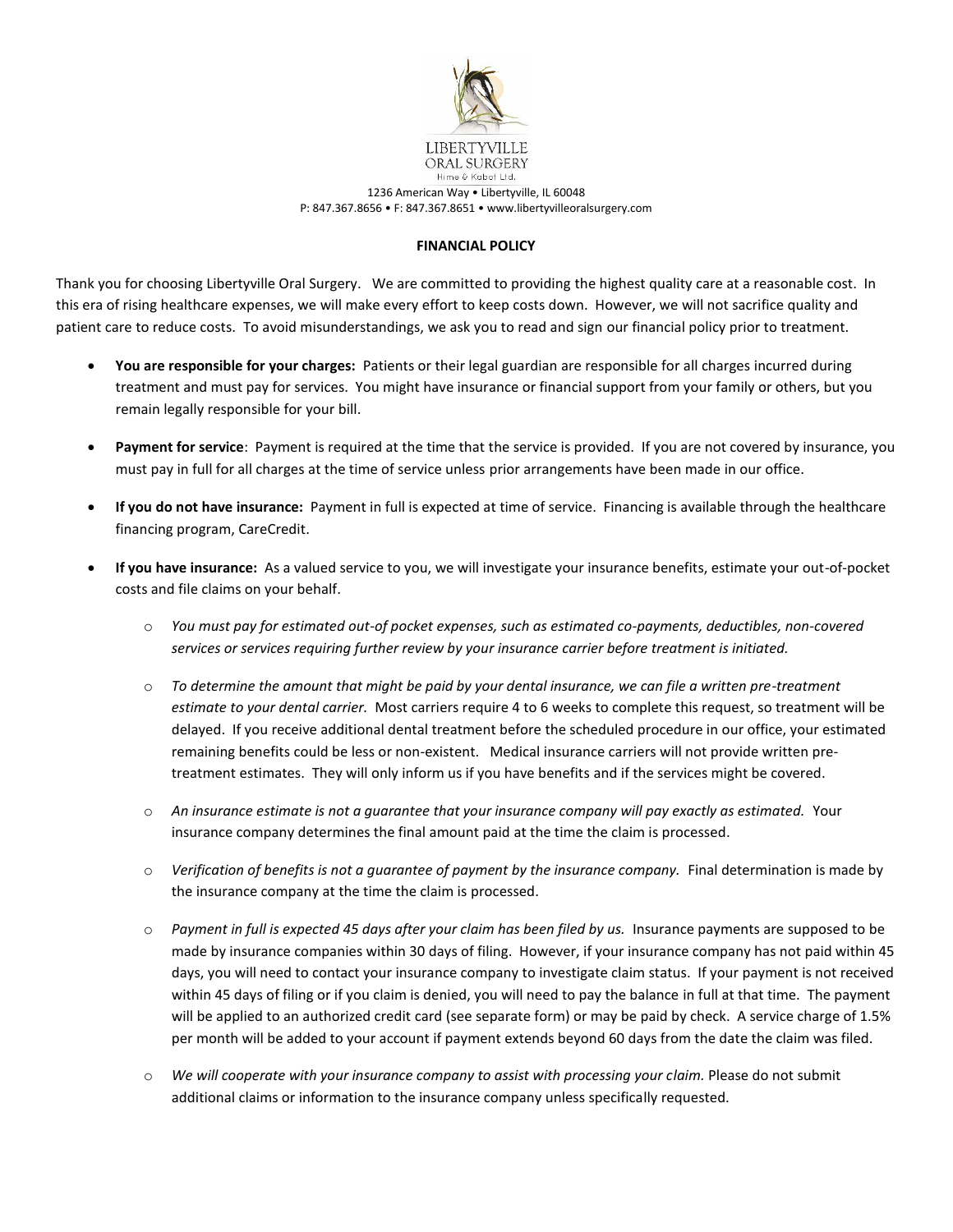LIBERTYVILLE
ORAL SURGERY
Hime & Kobol Ltd.

1236 American Way • Libertyville, IL 60048
P: 847.367.8656 • F: 847.367.8651 • www.libertyvilleoralsurgery.com

**FINANCIAL POLICY**

Thank you for choosing Libertyville Oral Surgery. We are committed to providing the highest quality care at a reasonable cost. In this era of rising healthcare expenses, we will make every effort to keep costs down. However, we will not sacrifice quality and patient care to reduce costs. To avoid misunderstandings, we ask you to read and sign our financial policy prior to treatment.

- **You are responsible for your charges:** Patients or their legal guardian are responsible for all charges incurred during treatment and must pay for services. You might have insurance or financial support from your family or others, but you remain legally responsible for your bill.

- **Payment for service**: Payment is required at the time that the service is provided. If you are not covered by insurance, you must pay in full for all charges at the time of service unless prior arrangements have been made in our office.

- **If you do not have insurance:** Payment in full is expected at time of service. Financing is available through the healthcare financing program, CareCredit.

- **If you have insurance:** As a valued service to you, we will investigate your insurance benefits, estimate your out-of-pocket costs and file claims on your behalf.

  - *You must pay for estimated out-of pocket expenses, such as estimated co-payments, deductibles, non-covered services or services requiring further review by your insurance carrier before treatment is initiated.*

  - *To determine the amount that might be paid by your dental insurance, we can file a written pre-treatment estimate to your dental carrier.* Most carriers require 4 to 6 weeks to complete this request, so treatment will be delayed. If you receive additional dental treatment before the scheduled procedure in our office, your estimated remaining benefits could be less or non-existent. Medical insurance carriers will not provide written pre-treatment estimates. They will only inform us if you have benefits and if the services might be covered.

  - *An insurance estimate is not a guarantee that your insurance company will pay exactly as estimated.* Your insurance company determines the final amount paid at the time the claim is processed.

  - *Verification of benefits is not a guarantee of payment by the insurance company.* Final determination is made by the insurance company at the time the claim is processed.

  - *Payment in full is expected 45 days after your claim has been filed by us.* Insurance payments are supposed to be made by insurance companies within 30 days of filing. However, if your insurance company has not paid within 45 days, you will need to contact your insurance company to investigate claim status. If your payment is not received within 45 days of filing or if you claim is denied, you will need to pay the balance in full at that time. The payment will be applied to an authorized credit card (see separate form) or may be paid by check. A service charge of 1.5% per month will be added to your account if payment extends beyond 60 days from the date the claim was filed.

  - *We will cooperate with your insurance company to assist with processing your claim.* Please do not submit additional claims or information to the insurance company unless specifically requested.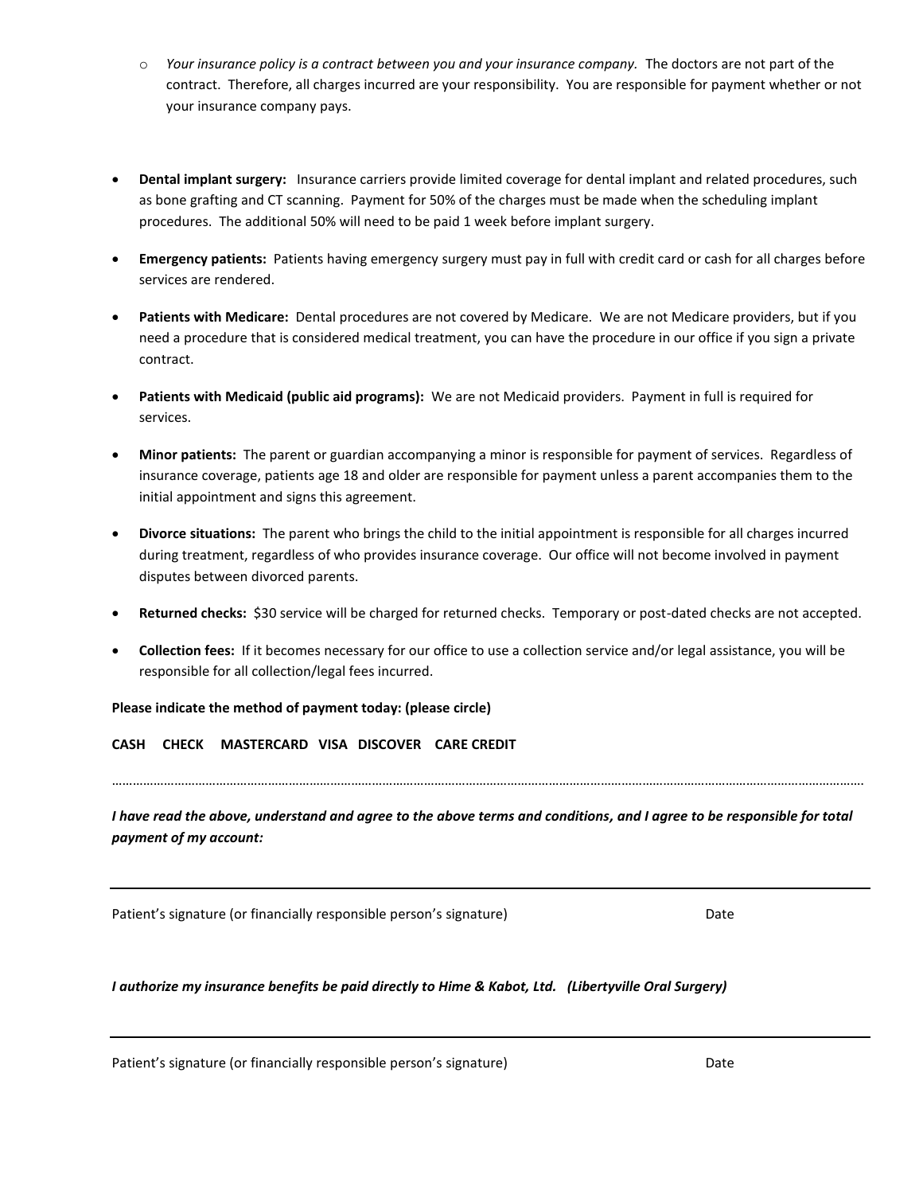- *Your insurance policy is a contract between you and your insurance company.* The doctors are not part of the contract. Therefore, all charges incurred are your responsibility. You are responsible for payment whether or not your insurance company pays.

- **Dental implant surgery:** Insurance carriers provide limited coverage for dental implant and related procedures, such as bone grafting and CT scanning. Payment for 50% of the charges must be made when the scheduling implant procedures. The additional 50% will need to be paid 1 week before implant surgery.
- **Emergency patients:** Patients having emergency surgery must pay in full with credit card or cash for all charges before services are rendered.
- **Patients with Medicare:** Dental procedures are not covered by Medicare. We are not Medicare providers, but if you need a procedure that is considered medical treatment, you can have the procedure in our office if you sign a private contract.
- **Patients with Medicaid (public aid programs):** We are not Medicaid providers. Payment in full is required for services.
- **Minor patients:** The parent or guardian accompanying a minor is responsible for payment of services. Regardless of insurance coverage, patients age 18 and older are responsible for payment unless a parent accompanies them to the initial appointment and signs this agreement.
- **Divorce situations:** The parent who brings the child to the initial appointment is responsible for all charges incurred during treatment, regardless of who provides insurance coverage. Our office will not become involved in payment disputes between divorced parents.
- **Returned checks:** $30 service will be charged for returned checks. Temporary or post-dated checks are not accepted.
- **Collection fees:** If it becomes necessary for our office to use a collection service and/or legal assistance, you will be responsible for all collection/legal fees incurred.

**Please indicate the method of payment today: (please circle)**

**CASH CHECK MASTERCARD VISA DISCOVER CARE CREDIT**

…………………………………………………………………………………………………………………………………………………………………………………

***I have read the above, understand and agree to the above terms and conditions, and I agree to be responsible for total payment of my account:***

\_\_\_\_\_\_\_\_\_\_\_\_\_\_\_\_\_\_\_\_\_\_\_\_\_\_\_\_\_\_\_\_\_\_\_\_\_\_\_\_\_\_\_\_\_\_\_\_\_\_\_\_\_\_\_\_\_\_\_\_

Patient's signature (or financially responsible person's signature) Date

***I authorize my insurance benefits be paid directly to Hime & Kabot, Ltd. (Libertyville Oral Surgery)***

\_\_\_\_\_\_\_\_\_\_\_\_\_\_\_\_\_\_\_\_\_\_\_\_\_\_\_\_\_\_\_\_\_\_\_\_\_\_\_\_\_\_\_\_\_\_\_\_\_\_\_\_\_\_\_\_\_\_\_\_

Patient's signature (or financially responsible person's signature) Date